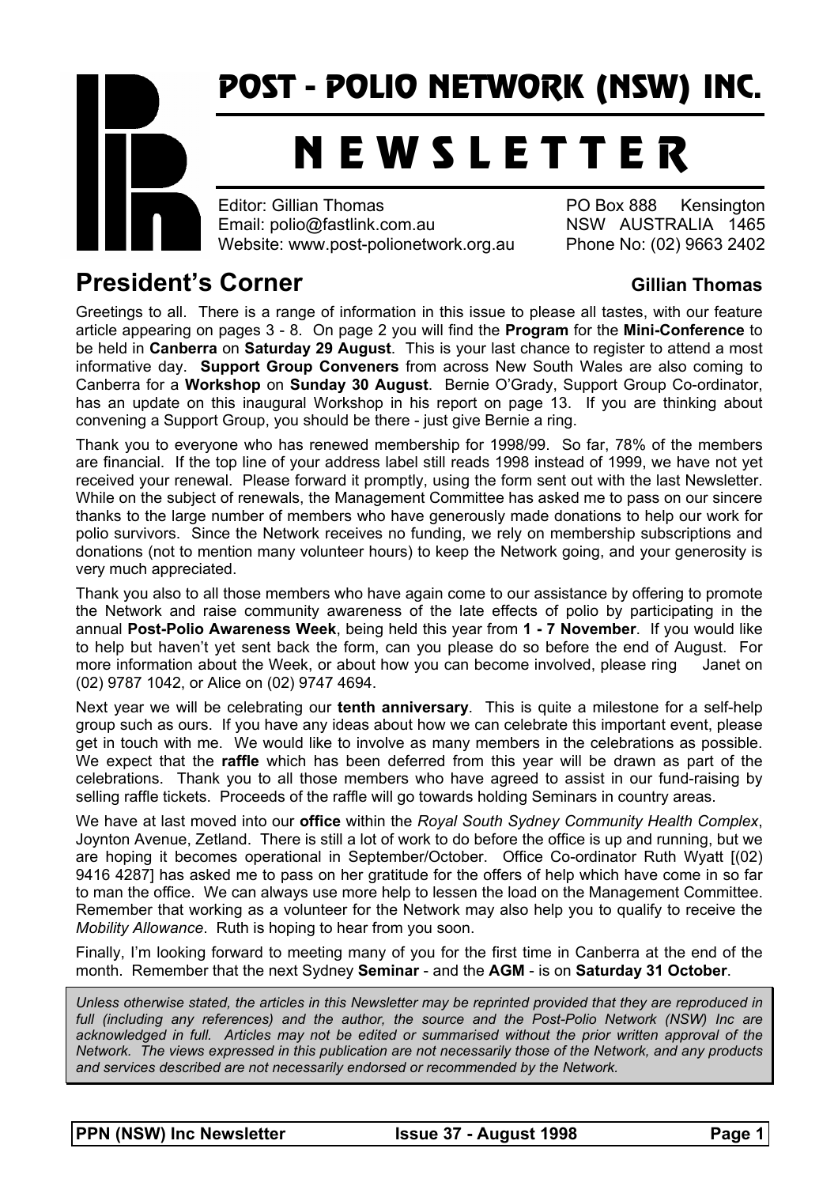# POST - POLIO NETWORK (NSW) INC.

# NEWSLETTER

Editor: Gillian Thomas
Email: polio@fastlink.com.au
Website: www.post-polionetwork.org.au

PO Box 888 Kensington
NSW AUSTRALIA 1465
Phone No: (02) 9663 2402

## President's Corner

**Gillian Thomas**

Greetings to all. There is a range of information in this issue to please all tastes, with our feature article appearing on pages 3 - 8. On page 2 you will find the **Program** for the **Mini-Conference** to be held in **Canberra** on **Saturday 29 August**. This is your last chance to register to attend a most informative day. **Support Group Conveners** from across New South Wales are also coming to Canberra for a **Workshop** on **Sunday 30 August**. Bernie O'Grady, Support Group Co-ordinator, has an update on this inaugural Workshop in his report on page 13. If you are thinking about convening a Support Group, you should be there - just give Bernie a ring.

Thank you to everyone who has renewed membership for 1998/99. So far, 78% of the members are financial. If the top line of your address label still reads 1998 instead of 1999, we have not yet received your renewal. Please forward it promptly, using the form sent out with the last Newsletter. While on the subject of renewals, the Management Committee has asked me to pass on our sincere thanks to the large number of members who have generously made donations to help our work for polio survivors. Since the Network receives no funding, we rely on membership subscriptions and donations (not to mention many volunteer hours) to keep the Network going, and your generosity is very much appreciated.

Thank you also to all those members who have again come to our assistance by offering to promote the Network and raise community awareness of the late effects of polio by participating in the annual **Post-Polio Awareness Week**, being held this year from **1 - 7 November**. If you would like to help but haven't yet sent back the form, can you please do so before the end of August. For more information about the Week, or about how you can become involved, please ring Janet on (02) 9787 1042, or Alice on (02) 9747 4694.

Next year we will be celebrating our **tenth anniversary**. This is quite a milestone for a self-help group such as ours. If you have any ideas about how we can celebrate this important event, please get in touch with me. We would like to involve as many members in the celebrations as possible. We expect that the **raffle** which has been deferred from this year will be drawn as part of the celebrations. Thank you to all those members who have agreed to assist in our fund-raising by selling raffle tickets. Proceeds of the raffle will go towards holding Seminars in country areas.

We have at last moved into our **office** within the *Royal South Sydney Community Health Complex*, Joynton Avenue, Zetland. There is still a lot of work to do before the office is up and running, but we are hoping it becomes operational in September/October. Office Co-ordinator Ruth Wyatt [(02) 9416 4287] has asked me to pass on her gratitude for the offers of help which have come in so far to man the office. We can always use more help to lessen the load on the Management Committee. Remember that working as a volunteer for the Network may also help you to qualify to receive the *Mobility Allowance*. Ruth is hoping to hear from you soon.

Finally, I'm looking forward to meeting many of you for the first time in Canberra at the end of the month. Remember that the next Sydney **Seminar** - and the **AGM** - is on **Saturday 31 October**.

*Unless otherwise stated, the articles in this Newsletter may be reprinted provided that they are reproduced in full (including any references) and the author, the source and the Post-Polio Network (NSW) Inc are acknowledged in full. Articles may not be edited or summarised without the prior written approval of the Network. The views expressed in this publication are not necessarily those of the Network, and any products and services described are not necessarily endorsed or recommended by the Network.*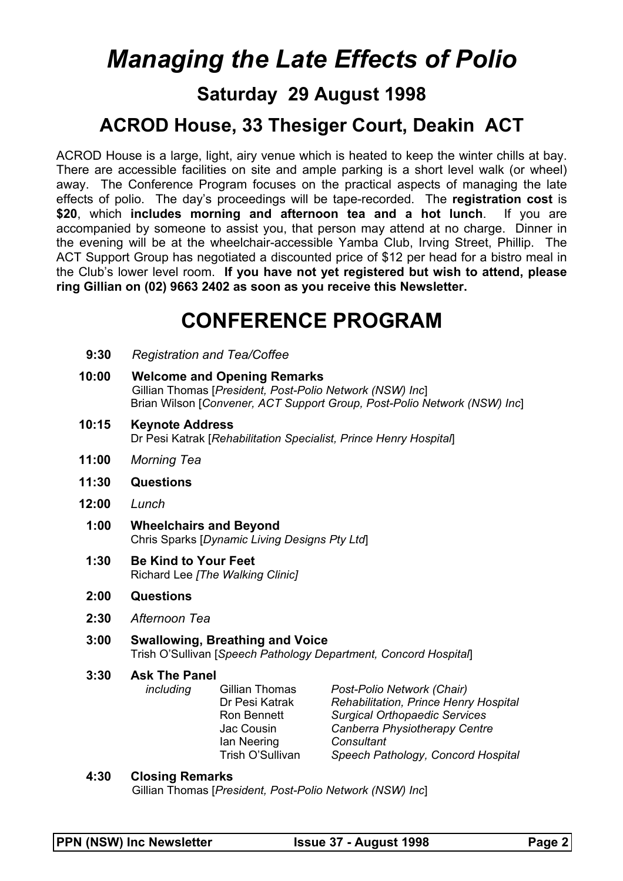# *Managing the Late Effects of Polio*

## Saturday 29 August 1998

## ACROD House, 33 Thesiger Court, Deakin ACT

ACROD House is a large, light, airy venue which is heated to keep the winter chills at bay. There are accessible facilities on site and ample parking is a short level walk (or wheel) away. The Conference Program focuses on the practical aspects of managing the late effects of polio. The day's proceedings will be tape-recorded. The **registration cost** is **$20**, which **includes morning and afternoon tea and a hot lunch**. If you are accompanied by someone to assist you, that person may attend at no charge. Dinner in the evening will be at the wheelchair-accessible Yamba Club, Irving Street, Phillip. The ACT Support Group has negotiated a discounted price of $12 per head for a bistro meal in the Club's lower level room. **If you have not yet registered but wish to attend, please ring Gillian on (02) 9663 2402 as soon as you receive this Newsletter.**

# CONFERENCE PROGRAM

**9:30** *Registration and Tea/Coffee*

**10:00** **Welcome and Opening Remarks**
Gillian Thomas [*President, Post-Polio Network (NSW) Inc*]
Brian Wilson [*Convener, ACT Support Group, Post-Polio Network (NSW) Inc*]

**10:15** **Keynote Address**
Dr Pesi Katrak [*Rehabilitation Specialist, Prince Henry Hospital*]

**11:00** *Morning Tea*

**11:30** **Questions**

**12:00** *Lunch*

**1:00** **Wheelchairs and Beyond**
Chris Sparks [*Dynamic Living Designs Pty Ltd*]

**1:30** **Be Kind to Your Feet**
Richard Lee *[The Walking Clinic]*

**2:00** **Questions**

**2:30** *Afternoon Tea*

**3:00** **Swallowing, Breathing and Voice**
Trish O'Sullivan [*Speech Pathology Department, Concord Hospital*]

**3:30** **Ask The Panel**
*including*

| Name | Affiliation |
| --- | --- |
| Gillian Thomas | *Post-Polio Network (Chair)* |
| Dr Pesi Katrak | *Rehabilitation, Prince Henry Hospital* |
| Ron Bennett | *Surgical Orthopaedic Services* |
| Jac Cousin | *Canberra Physiotherapy Centre* |
| Ian Neering | *Consultant* |
| Trish O'Sullivan | *Speech Pathology, Concord Hospital* |

**4:30** **Closing Remarks**
Gillian Thomas [*President, Post-Polio Network (NSW) Inc*]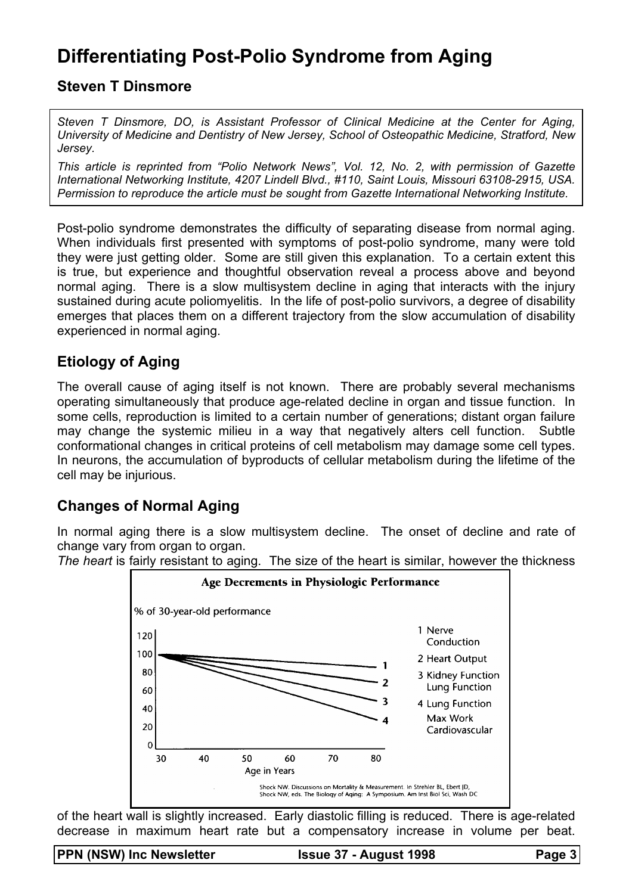# Differentiating Post-Polio Syndrome from Aging

## Steven T Dinsmore

*Steven T Dinsmore, DO, is Assistant Professor of Clinical Medicine at the Center for Aging, University of Medicine and Dentistry of New Jersey, School of Osteopathic Medicine, Stratford, New Jersey.*

*This article is reprinted from "Polio Network News", Vol. 12, No. 2, with permission of Gazette International Networking Institute, 4207 Lindell Blvd., #110, Saint Louis, Missouri 63108-2915, USA. Permission to reproduce the article must be sought from Gazette International Networking Institute.*

Post-polio syndrome demonstrates the difficulty of separating disease from normal aging. When individuals first presented with symptoms of post-polio syndrome, many were told they were just getting older. Some are still given this explanation. To a certain extent this is true, but experience and thoughtful observation reveal a process above and beyond normal aging. There is a slow multisystem decline in aging that interacts with the injury sustained during acute poliomyelitis. In the life of post-polio survivors, a degree of disability emerges that places them on a different trajectory from the slow accumulation of disability experienced in normal aging.

## Etiology of Aging

The overall cause of aging itself is not known. There are probably several mechanisms operating simultaneously that produce age-related decline in organ and tissue function. In some cells, reproduction is limited to a certain number of generations; distant organ failure may change the systemic milieu in a way that negatively alters cell function. Subtle conformational changes in critical proteins of cell metabolism may damage some cell types. In neurons, the accumulation of byproducts of cellular metabolism during the lifetime of the cell may be injurious.

## Changes of Normal Aging

In normal aging there is a slow multisystem decline. The onset of decline and rate of change vary from organ to organ.

*The heart* is fairly resistant to aging. The size of the heart is similar, however the thickness of the heart wall is slightly increased. Early diastolic filling is reduced. There is age-related decrease in maximum heart rate but a compensatory increase in volume per beat.

**Age Decrements in Physiologic Performance**

% of 30-year-old performance

1 Nerve Conduction
2 Heart Output
3 Kidney Function, Lung Function
4 Lung Function, Max Work, Cardiovascular

Age in Years

Shock NW. Discussions on Mortality & Measurement. In Strehler BL, Ebert JD, Shock NW, eds. The Biology of Aging: A Symposium. Am Inst Biol Sci, Wash DC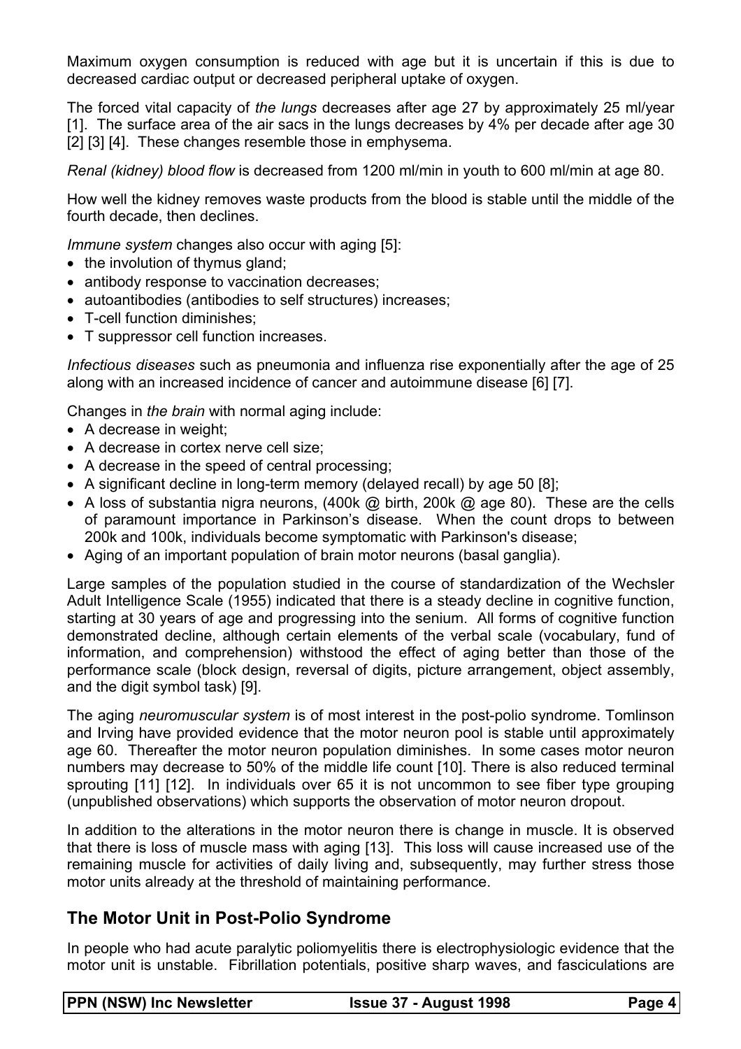Maximum oxygen consumption is reduced with age but it is uncertain if this is due to decreased cardiac output or decreased peripheral uptake of oxygen.

The forced vital capacity of *the lungs* decreases after age 27 by approximately 25 ml/year [1]. The surface area of the air sacs in the lungs decreases by 4% per decade after age 30 [2] [3] [4]. These changes resemble those in emphysema.

*Renal (kidney) blood flow* is decreased from 1200 ml/min in youth to 600 ml/min at age 80.

How well the kidney removes waste products from the blood is stable until the middle of the fourth decade, then declines.

*Immune system* changes also occur with aging [5]:

- the involution of thymus gland;
- antibody response to vaccination decreases;
- autoantibodies (antibodies to self structures) increases;
- T-cell function diminishes;
- T suppressor cell function increases.

*Infectious diseases* such as pneumonia and influenza rise exponentially after the age of 25 along with an increased incidence of cancer and autoimmune disease [6] [7].

Changes in *the brain* with normal aging include:

- A decrease in weight;
- A decrease in cortex nerve cell size;
- A decrease in the speed of central processing;
- A significant decline in long-term memory (delayed recall) by age 50 [8];
- A loss of substantia nigra neurons, (400k @ birth, 200k @ age 80). These are the cells of paramount importance in Parkinson's disease. When the count drops to between 200k and 100k, individuals become symptomatic with Parkinson's disease;
- Aging of an important population of brain motor neurons (basal ganglia).

Large samples of the population studied in the course of standardization of the Wechsler Adult Intelligence Scale (1955) indicated that there is a steady decline in cognitive function, starting at 30 years of age and progressing into the senium. All forms of cognitive function demonstrated decline, although certain elements of the verbal scale (vocabulary, fund of information, and comprehension) withstood the effect of aging better than those of the performance scale (block design, reversal of digits, picture arrangement, object assembly, and the digit symbol task) [9].

The aging *neuromuscular system* is of most interest in the post-polio syndrome. Tomlinson and Irving have provided evidence that the motor neuron pool is stable until approximately age 60. Thereafter the motor neuron population diminishes. In some cases motor neuron numbers may decrease to 50% of the middle life count [10]. There is also reduced terminal sprouting [11] [12]. In individuals over 65 it is not uncommon to see fiber type grouping (unpublished observations) which supports the observation of motor neuron dropout.

In addition to the alterations in the motor neuron there is change in muscle. It is observed that there is loss of muscle mass with aging [13]. This loss will cause increased use of the remaining muscle for activities of daily living and, subsequently, may further stress those motor units already at the threshold of maintaining performance.

## The Motor Unit in Post-Polio Syndrome

In people who had acute paralytic poliomyelitis there is electrophysiologic evidence that the motor unit is unstable. Fibrillation potentials, positive sharp waves, and fasciculations are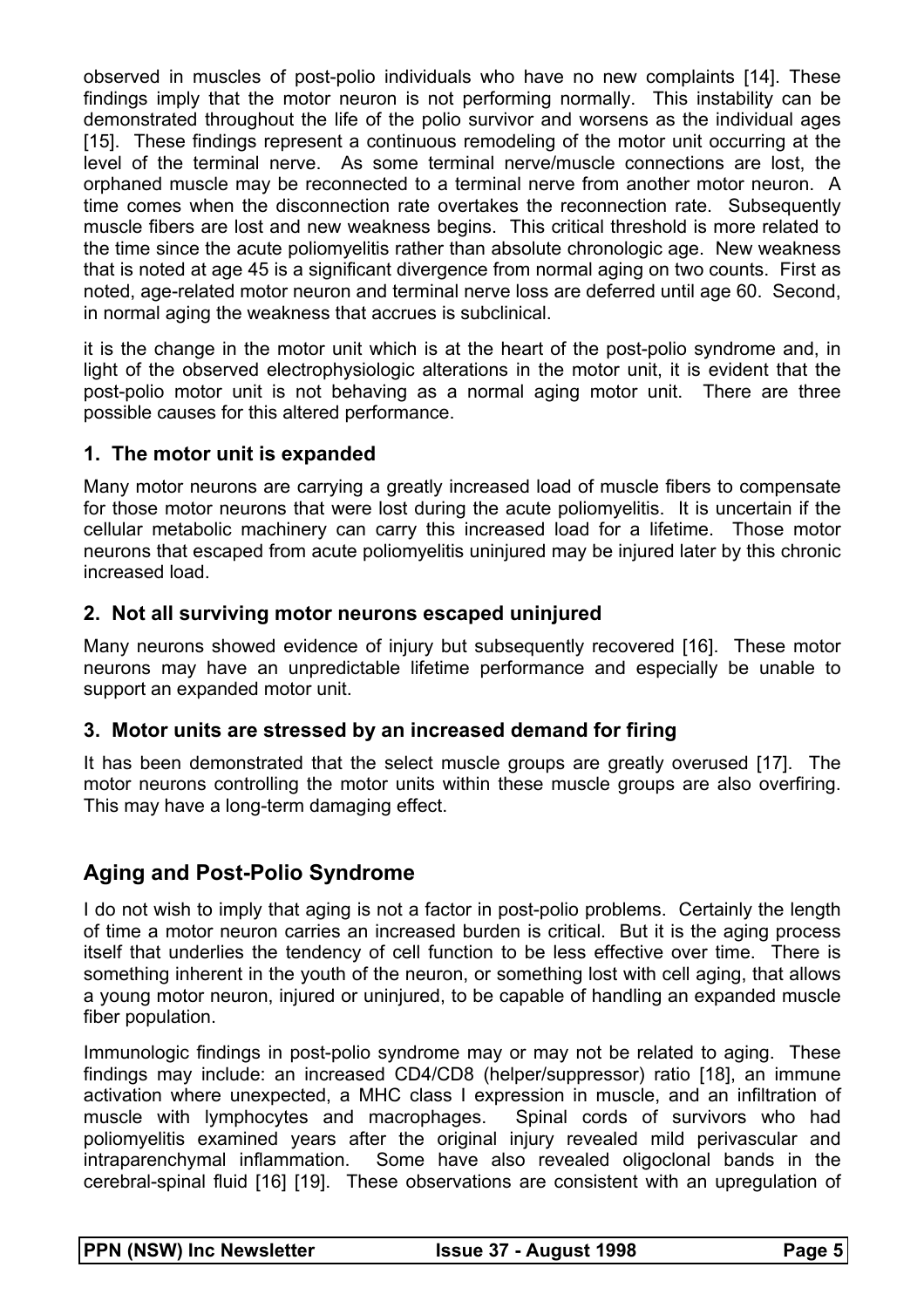observed in muscles of post-polio individuals who have no new complaints [14]. These findings imply that the motor neuron is not performing normally. This instability can be demonstrated throughout the life of the polio survivor and worsens as the individual ages [15]. These findings represent a continuous remodeling of the motor unit occurring at the level of the terminal nerve. As some terminal nerve/muscle connections are lost, the orphaned muscle may be reconnected to a terminal nerve from another motor neuron. A time comes when the disconnection rate overtakes the reconnection rate. Subsequently muscle fibers are lost and new weakness begins. This critical threshold is more related to the time since the acute poliomyelitis rather than absolute chronologic age. New weakness that is noted at age 45 is a significant divergence from normal aging on two counts. First as noted, age-related motor neuron and terminal nerve loss are deferred until age 60. Second, in normal aging the weakness that accrues is subclinical.

it is the change in the motor unit which is at the heart of the post-polio syndrome and, in light of the observed electrophysiologic alterations in the motor unit, it is evident that the post-polio motor unit is not behaving as a normal aging motor unit. There are three possible causes for this altered performance.

### 1. The motor unit is expanded

Many motor neurons are carrying a greatly increased load of muscle fibers to compensate for those motor neurons that were lost during the acute poliomyelitis. It is uncertain if the cellular metabolic machinery can carry this increased load for a lifetime. Those motor neurons that escaped from acute poliomyelitis uninjured may be injured later by this chronic increased load.

### 2. Not all surviving motor neurons escaped uninjured

Many neurons showed evidence of injury but subsequently recovered [16]. These motor neurons may have an unpredictable lifetime performance and especially be unable to support an expanded motor unit.

### 3. Motor units are stressed by an increased demand for firing

It has been demonstrated that the select muscle groups are greatly overused [17]. The motor neurons controlling the motor units within these muscle groups are also overfiring. This may have a long-term damaging effect.

## Aging and Post-Polio Syndrome

I do not wish to imply that aging is not a factor in post-polio problems. Certainly the length of time a motor neuron carries an increased burden is critical. But it is the aging process itself that underlies the tendency of cell function to be less effective over time. There is something inherent in the youth of the neuron, or something lost with cell aging, that allows a young motor neuron, injured or uninjured, to be capable of handling an expanded muscle fiber population.

Immunologic findings in post-polio syndrome may or may not be related to aging. These findings may include: an increased CD4/CD8 (helper/suppressor) ratio [18], an immune activation where unexpected, a MHC class I expression in muscle, and an infiltration of muscle with lymphocytes and macrophages. Spinal cords of survivors who had poliomyelitis examined years after the original injury revealed mild perivascular and intraparenchymal inflammation. Some have also revealed oligoclonal bands in the cerebral-spinal fluid [16] [19]. These observations are consistent with an upregulation of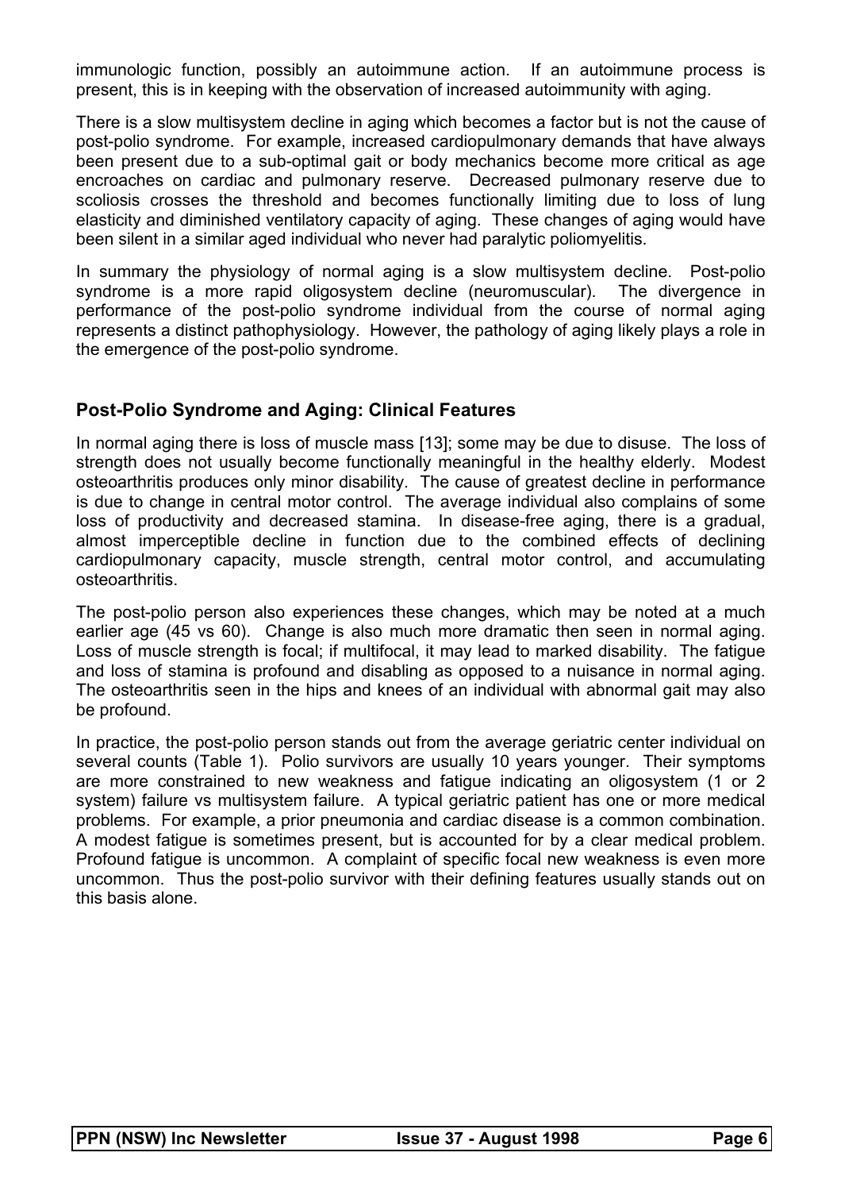immunologic function, possibly an autoimmune action. If an autoimmune process is present, this is in keeping with the observation of increased autoimmunity with aging.

There is a slow multisystem decline in aging which becomes a factor but is not the cause of post-polio syndrome. For example, increased cardiopulmonary demands that have always been present due to a sub-optimal gait or body mechanics become more critical as age encroaches on cardiac and pulmonary reserve. Decreased pulmonary reserve due to scoliosis crosses the threshold and becomes functionally limiting due to loss of lung elasticity and diminished ventilatory capacity of aging. These changes of aging would have been silent in a similar aged individual who never had paralytic poliomyelitis.

In summary the physiology of normal aging is a slow multisystem decline. Post-polio syndrome is a more rapid oligosystem decline (neuromuscular). The divergence in performance of the post-polio syndrome individual from the course of normal aging represents a distinct pathophysiology. However, the pathology of aging likely plays a role in the emergence of the post-polio syndrome.

### Post-Polio Syndrome and Aging: Clinical Features

In normal aging there is loss of muscle mass [13]; some may be due to disuse. The loss of strength does not usually become functionally meaningful in the healthy elderly. Modest osteoarthritis produces only minor disability. The cause of greatest decline in performance is due to change in central motor control. The average individual also complains of some loss of productivity and decreased stamina. In disease-free aging, there is a gradual, almost imperceptible decline in function due to the combined effects of declining cardiopulmonary capacity, muscle strength, central motor control, and accumulating osteoarthritis.

The post-polio person also experiences these changes, which may be noted at a much earlier age (45 vs 60). Change is also much more dramatic then seen in normal aging. Loss of muscle strength is focal; if multifocal, it may lead to marked disability. The fatigue and loss of stamina is profound and disabling as opposed to a nuisance in normal aging. The osteoarthritis seen in the hips and knees of an individual with abnormal gait may also be profound.

In practice, the post-polio person stands out from the average geriatric center individual on several counts (Table 1). Polio survivors are usually 10 years younger. Their symptoms are more constrained to new weakness and fatigue indicating an oligosystem (1 or 2 system) failure vs multisystem failure. A typical geriatric patient has one or more medical problems. For example, a prior pneumonia and cardiac disease is a common combination. A modest fatigue is sometimes present, but is accounted for by a clear medical problem. Profound fatigue is uncommon. A complaint of specific focal new weakness is even more uncommon. Thus the post-polio survivor with their defining features usually stands out on this basis alone.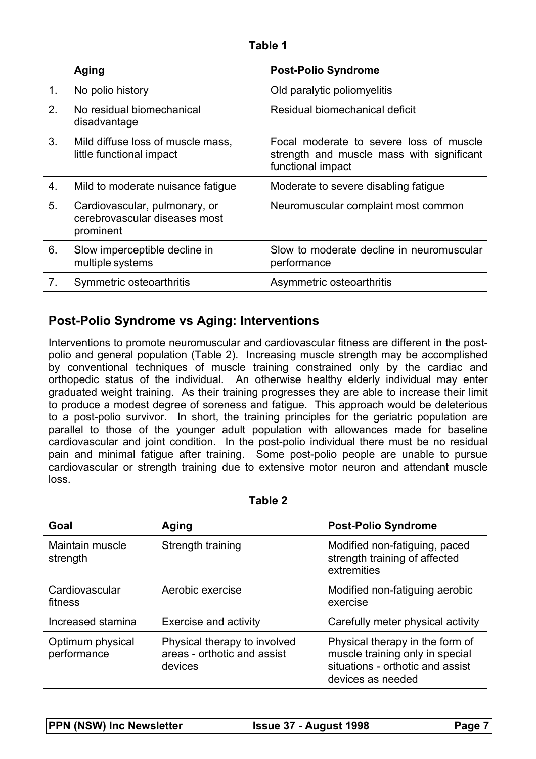**Table 1**

| | Aging | Post-Polio Syndrome |
|---|---|---|
| 1. | No polio history | Old paralytic poliomyelitis |
| 2. | No residual biomechanical disadvantage | Residual biomechanical deficit |
| 3. | Mild diffuse loss of muscle mass, little functional impact | Focal moderate to severe loss of muscle strength and muscle mass with significant functional impact |
| 4. | Mild to moderate nuisance fatigue | Moderate to severe disabling fatigue |
| 5. | Cardiovascular, pulmonary, or cerebrovascular diseases most prominent | Neuromuscular complaint most common |
| 6. | Slow imperceptible decline in multiple systems | Slow to moderate decline in neuromuscular performance |
| 7. | Symmetric osteoarthritis | Asymmetric osteoarthritis |

## Post-Polio Syndrome vs Aging: Interventions

Interventions to promote neuromuscular and cardiovascular fitness are different in the post-polio and general population (Table 2). Increasing muscle strength may be accomplished by conventional techniques of muscle training constrained only by the cardiac and orthopedic status of the individual. An otherwise healthy elderly individual may enter graduated weight training. As their training progresses they are able to increase their limit to produce a modest degree of soreness and fatigue. This approach would be deleterious to a post-polio survivor. In short, the training principles for the geriatric population are parallel to those of the younger adult population with allowances made for baseline cardiovascular and joint condition. In the post-polio individual there must be no residual pain and minimal fatigue after training. Some post-polio people are unable to pursue cardiovascular or strength training due to extensive motor neuron and attendant muscle loss.

**Table 2**

| Goal | Aging | Post-Polio Syndrome |
|---|---|---|
| Maintain muscle strength | Strength training | Modified non-fatiguing, paced strength training of affected extremities |
| Cardiovascular fitness | Aerobic exercise | Modified non-fatiguing aerobic exercise |
| Increased stamina | Exercise and activity | Carefully meter physical activity |
| Optimum physical performance | Physical therapy to involved areas - orthotic and assist devices | Physical therapy in the form of muscle training only in special situations - orthotic and assist devices as needed |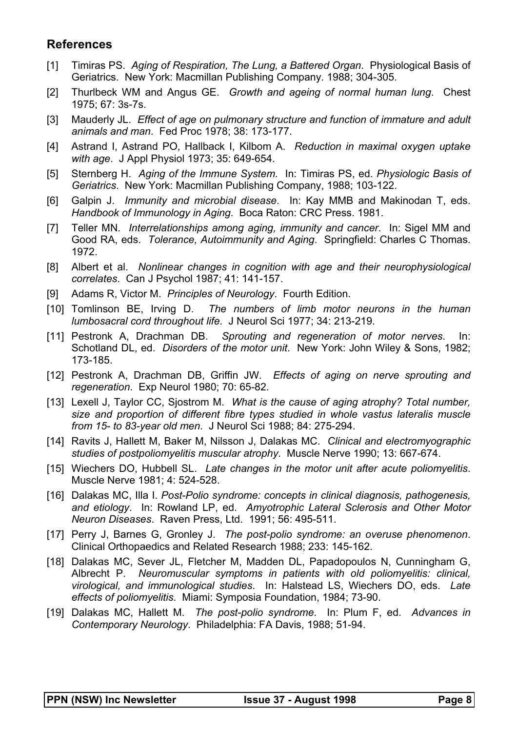## References

[1] Timiras PS. *Aging of Respiration, The Lung, a Battered Organ*. Physiological Basis of Geriatrics. New York: Macmillan Publishing Company. 1988; 304-305.

[2] Thurlbeck WM and Angus GE. *Growth and ageing of normal human lung*. Chest 1975; 67: 3s-7s.

[3] Mauderly JL. *Effect of age on pulmonary structure and function of immature and adult animals and man*. Fed Proc 1978; 38: 173-177.

[4] Astrand I, Astrand PO, Hallback I, Kilbom A. *Reduction in maximal oxygen uptake with age*. J Appl Physiol 1973; 35: 649-654.

[5] Sternberg H. *Aging of the Immune System*. In: Timiras PS, ed. *Physiologic Basis of Geriatrics*. New York: Macmillan Publishing Company, 1988; 103-122.

[6] Galpin J. *Immunity and microbial disease*. In: Kay MMB and Makinodan T, eds. *Handbook of Immunology in Aging*. Boca Raton: CRC Press. 1981.

[7] Teller MN. *Interrelationships among aging, immunity and cancer*. In: Sigel MM and Good RA, eds. *Tolerance, Autoimmunity and Aging*. Springfield: Charles C Thomas. 1972.

[8] Albert et al. *Nonlinear changes in cognition with age and their neurophysiological correlates*. Can J Psychol 1987; 41: 141-157.

[9] Adams R, Victor M. *Principles of Neurology*. Fourth Edition.

[10] Tomlinson BE, Irving D. *The numbers of limb motor neurons in the human lumbosacral cord throughout life*. J Neurol Sci 1977; 34: 213-219.

[11] Pestronk A, Drachman DB. *Sprouting and regeneration of motor nerves*. In: Schotland DL, ed. *Disorders of the motor unit*. New York: John Wiley & Sons, 1982; 173-185.

[12] Pestronk A, Drachman DB, Griffin JW. *Effects of aging on nerve sprouting and regeneration*. Exp Neurol 1980; 70: 65-82.

[13] Lexell J, Taylor CC, Sjostrom M. *What is the cause of aging atrophy? Total number, size and proportion of different fibre types studied in whole vastus lateralis muscle from 15- to 83-year old men*. J Neurol Sci 1988; 84: 275-294.

[14] Ravits J, Hallett M, Baker M, Nilsson J, Dalakas MC. *Clinical and electromyographic studies of postpoliomyelitis muscular atrophy*. Muscle Nerve 1990; 13: 667-674.

[15] Wiechers DO, Hubbell SL. *Late changes in the motor unit after acute poliomyelitis*. Muscle Nerve 1981; 4: 524-528.

[16] Dalakas MC, Illa I. *Post-Polio syndrome: concepts in clinical diagnosis, pathogenesis, and etiology*. In: Rowland LP, ed. *Amyotrophic Lateral Sclerosis and Other Motor Neuron Diseases*. Raven Press, Ltd. 1991; 56: 495-511.

[17] Perry J, Barnes G, Gronley J. *The post-polio syndrome: an overuse phenomenon*. Clinical Orthopaedics and Related Research 1988; 233: 145-162.

[18] Dalakas MC, Sever JL, Fletcher M, Madden DL, Papadopoulos N, Cunningham G, Albrecht P. *Neuromuscular symptoms in patients with old poliomyelitis: clinical, virological, and immunological studies*. In: Halstead LS, Wiechers DO, eds. *Late effects of poliomyelitis*. Miami: Symposia Foundation, 1984; 73-90.

[19] Dalakas MC, Hallett M. *The post-polio syndrome*. In: Plum F, ed. *Advances in Contemporary Neurology*. Philadelphia: FA Davis, 1988; 51-94.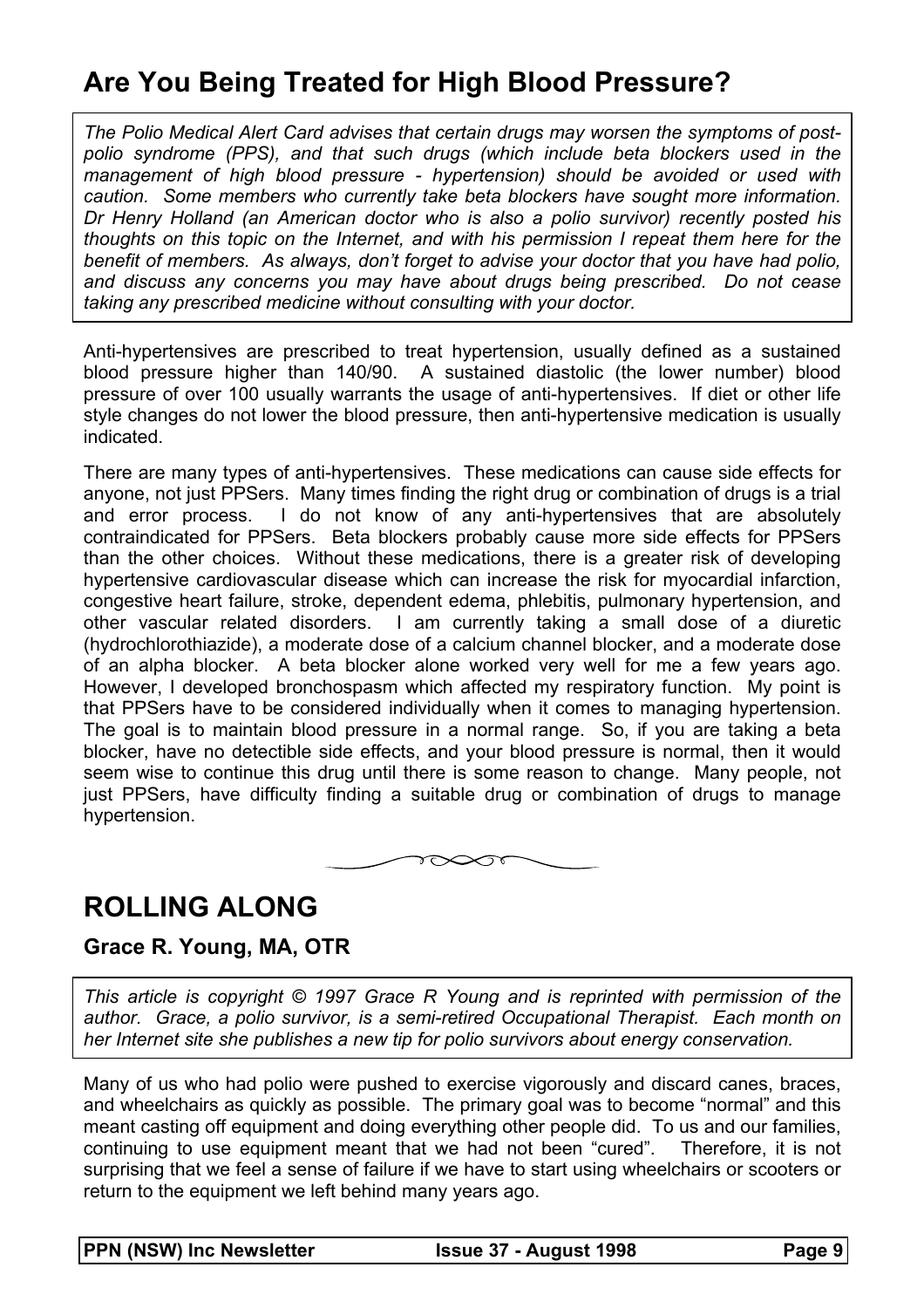## Are You Being Treated for High Blood Pressure?

*The Polio Medical Alert Card advises that certain drugs may worsen the symptoms of post-polio syndrome (PPS), and that such drugs (which include beta blockers used in the management of high blood pressure - hypertension) should be avoided or used with caution. Some members who currently take beta blockers have sought more information. Dr Henry Holland (an American doctor who is also a polio survivor) recently posted his thoughts on this topic on the Internet, and with his permission I repeat them here for the benefit of members. As always, don't forget to advise your doctor that you have had polio, and discuss any concerns you may have about drugs being prescribed. Do not cease taking any prescribed medicine without consulting with your doctor.*

Anti-hypertensives are prescribed to treat hypertension, usually defined as a sustained blood pressure higher than 140/90. A sustained diastolic (the lower number) blood pressure of over 100 usually warrants the usage of anti-hypertensives. If diet or other life style changes do not lower the blood pressure, then anti-hypertensive medication is usually indicated.

There are many types of anti-hypertensives. These medications can cause side effects for anyone, not just PPSers. Many times finding the right drug or combination of drugs is a trial and error process. I do not know of any anti-hypertensives that are absolutely contraindicated for PPSers. Beta blockers probably cause more side effects for PPSers than the other choices. Without these medications, there is a greater risk of developing hypertensive cardiovascular disease which can increase the risk for myocardial infarction, congestive heart failure, stroke, dependent edema, phlebitis, pulmonary hypertension, and other vascular related disorders. I am currently taking a small dose of a diuretic (hydrochlorothiazide), a moderate dose of a calcium channel blocker, and a moderate dose of an alpha blocker. A beta blocker alone worked very well for me a few years ago. However, I developed bronchospasm which affected my respiratory function. My point is that PPSers have to be considered individually when it comes to managing hypertension. The goal is to maintain blood pressure in a normal range. So, if you are taking a beta blocker, have no detectible side effects, and your blood pressure is normal, then it would seem wise to continue this drug until there is some reason to change. Many people, not just PPSers, have difficulty finding a suitable drug or combination of drugs to manage hypertension.

## ROLLING ALONG

### Grace R. Young, MA, OTR

*This article is copyright © 1997 Grace R Young and is reprinted with permission of the author. Grace, a polio survivor, is a semi-retired Occupational Therapist. Each month on her Internet site she publishes a new tip for polio survivors about energy conservation.*

Many of us who had polio were pushed to exercise vigorously and discard canes, braces, and wheelchairs as quickly as possible. The primary goal was to become "normal" and this meant casting off equipment and doing everything other people did. To us and our families, continuing to use equipment meant that we had not been "cured". Therefore, it is not surprising that we feel a sense of failure if we have to start using wheelchairs or scooters or return to the equipment we left behind many years ago.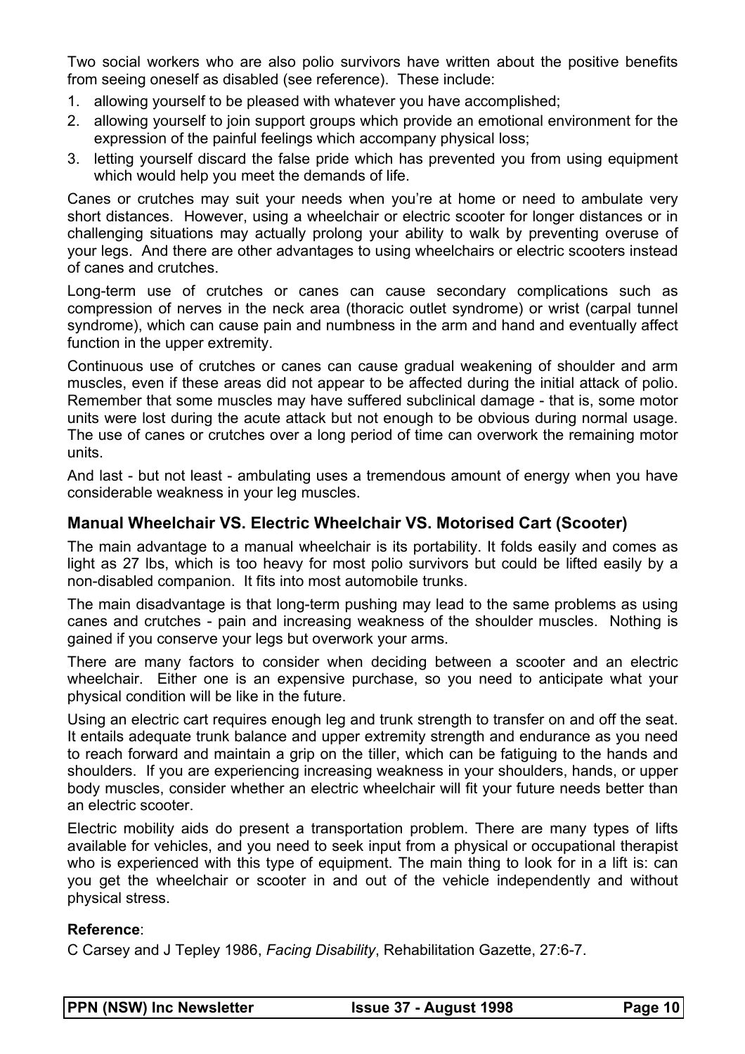Two social workers who are also polio survivors have written about the positive benefits from seeing oneself as disabled (see reference). These include:

1. allowing yourself to be pleased with whatever you have accomplished;
2. allowing yourself to join support groups which provide an emotional environment for the expression of the painful feelings which accompany physical loss;
3. letting yourself discard the false pride which has prevented you from using equipment which would help you meet the demands of life.

Canes or crutches may suit your needs when you're at home or need to ambulate very short distances. However, using a wheelchair or electric scooter for longer distances or in challenging situations may actually prolong your ability to walk by preventing overuse of your legs. And there are other advantages to using wheelchairs or electric scooters instead of canes and crutches.

Long-term use of crutches or canes can cause secondary complications such as compression of nerves in the neck area (thoracic outlet syndrome) or wrist (carpal tunnel syndrome), which can cause pain and numbness in the arm and hand and eventually affect function in the upper extremity.

Continuous use of crutches or canes can cause gradual weakening of shoulder and arm muscles, even if these areas did not appear to be affected during the initial attack of polio. Remember that some muscles may have suffered subclinical damage - that is, some motor units were lost during the acute attack but not enough to be obvious during normal usage. The use of canes or crutches over a long period of time can overwork the remaining motor units.

And last - but not least - ambulating uses a tremendous amount of energy when you have considerable weakness in your leg muscles.

### Manual Wheelchair VS. Electric Wheelchair VS. Motorised Cart (Scooter)

The main advantage to a manual wheelchair is its portability. It folds easily and comes as light as 27 lbs, which is too heavy for most polio survivors but could be lifted easily by a non-disabled companion. It fits into most automobile trunks.

The main disadvantage is that long-term pushing may lead to the same problems as using canes and crutches - pain and increasing weakness of the shoulder muscles. Nothing is gained if you conserve your legs but overwork your arms.

There are many factors to consider when deciding between a scooter and an electric wheelchair. Either one is an expensive purchase, so you need to anticipate what your physical condition will be like in the future.

Using an electric cart requires enough leg and trunk strength to transfer on and off the seat. It entails adequate trunk balance and upper extremity strength and endurance as you need to reach forward and maintain a grip on the tiller, which can be fatiguing to the hands and shoulders. If you are experiencing increasing weakness in your shoulders, hands, or upper body muscles, consider whether an electric wheelchair will fit your future needs better than an electric scooter.

Electric mobility aids do present a transportation problem. There are many types of lifts available for vehicles, and you need to seek input from a physical or occupational therapist who is experienced with this type of equipment. The main thing to look for in a lift is: can you get the wheelchair or scooter in and out of the vehicle independently and without physical stress.

**Reference**:

C Carsey and J Tepley 1986, *Facing Disability*, Rehabilitation Gazette, 27:6-7.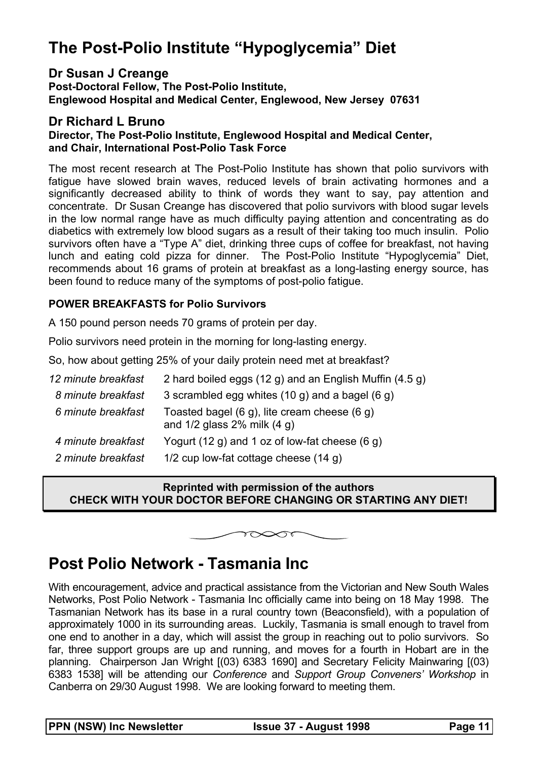# The Post-Polio Institute "Hypoglycemia" Diet

**Dr Susan J Creange**
**Post-Doctoral Fellow, The Post-Polio Institute,**
**Englewood Hospital and Medical Center, Englewood, New Jersey 07631**

**Dr Richard L Bruno**
**Director, The Post-Polio Institute, Englewood Hospital and Medical Center,**
**and Chair, International Post-Polio Task Force**

The most recent research at The Post-Polio Institute has shown that polio survivors with fatigue have slowed brain waves, reduced levels of brain activating hormones and a significantly decreased ability to think of words they want to say, pay attention and concentrate. Dr Susan Creange has discovered that polio survivors with blood sugar levels in the low normal range have as much difficulty paying attention and concentrating as do diabetics with extremely low blood sugars as a result of their taking too much insulin. Polio survivors often have a "Type A" diet, drinking three cups of coffee for breakfast, not having lunch and eating cold pizza for dinner. The Post-Polio Institute "Hypoglycemia" Diet, recommends about 16 grams of protein at breakfast as a long-lasting energy source, has been found to reduce many of the symptoms of post-polio fatigue.

**POWER BREAKFASTS for Polio Survivors**

A 150 pound person needs 70 grams of protein per day.

Polio survivors need protein in the morning for long-lasting energy.

So, how about getting 25% of your daily protein need met at breakfast?

| | |
|---|---|
| *12 minute breakfast* | 2 hard boiled eggs (12 g) and an English Muffin (4.5 g) |
| *8 minute breakfast* | 3 scrambled egg whites (10 g) and a bagel (6 g) |
| *6 minute breakfast* | Toasted bagel (6 g), lite cream cheese (6 g) and 1/2 glass 2% milk (4 g) |
| *4 minute breakfast* | Yogurt (12 g) and 1 oz of low-fat cheese (6 g) |
| *2 minute breakfast* | 1/2 cup low-fat cottage cheese (14 g) |

**Reprinted with permission of the authors**
**CHECK WITH YOUR DOCTOR BEFORE CHANGING OR STARTING ANY DIET!**

# Post Polio Network - Tasmania Inc

With encouragement, advice and practical assistance from the Victorian and New South Wales Networks, Post Polio Network - Tasmania Inc officially came into being on 18 May 1998. The Tasmanian Network has its base in a rural country town (Beaconsfield), with a population of approximately 1000 in its surrounding areas. Luckily, Tasmania is small enough to travel from one end to another in a day, which will assist the group in reaching out to polio survivors. So far, three support groups are up and running, and moves for a fourth in Hobart are in the planning. Chairperson Jan Wright [(03) 6383 1690] and Secretary Felicity Mainwaring [(03) 6383 1538] will be attending our *Conference* and *Support Group Conveners' Workshop* in Canberra on 29/30 August 1998. We are looking forward to meeting them.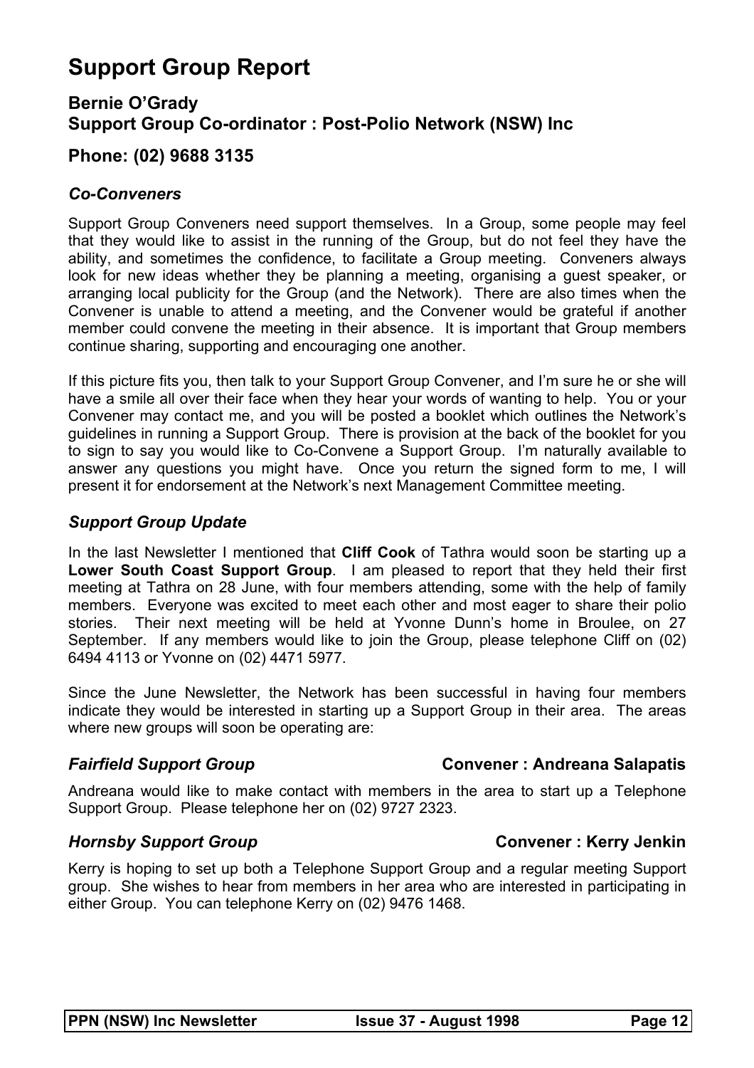# Support Group Report

## Bernie O'Grady
## Support Group Co-ordinator : Post-Polio Network (NSW) Inc

## Phone: (02) 9688 3135

### *Co-Conveners*

Support Group Conveners need support themselves. In a Group, some people may feel that they would like to assist in the running of the Group, but do not feel they have the ability, and sometimes the confidence, to facilitate a Group meeting. Conveners always look for new ideas whether they be planning a meeting, organising a guest speaker, or arranging local publicity for the Group (and the Network). There are also times when the Convener is unable to attend a meeting, and the Convener would be grateful if another member could convene the meeting in their absence. It is important that Group members continue sharing, supporting and encouraging one another.

If this picture fits you, then talk to your Support Group Convener, and I'm sure he or she will have a smile all over their face when they hear your words of wanting to help. You or your Convener may contact me, and you will be posted a booklet which outlines the Network's guidelines in running a Support Group. There is provision at the back of the booklet for you to sign to say you would like to Co-Convene a Support Group. I'm naturally available to answer any questions you might have. Once you return the signed form to me, I will present it for endorsement at the Network's next Management Committee meeting.

### *Support Group Update*

In the last Newsletter I mentioned that **Cliff Cook** of Tathra would soon be starting up a **Lower South Coast Support Group**. I am pleased to report that they held their first meeting at Tathra on 28 June, with four members attending, some with the help of family members. Everyone was excited to meet each other and most eager to share their polio stories. Their next meeting will be held at Yvonne Dunn's home in Broulee, on 27 September. If any members would like to join the Group, please telephone Cliff on (02) 6494 4113 or Yvonne on (02) 4471 5977.

Since the June Newsletter, the Network has been successful in having four members indicate they would be interested in starting up a Support Group in their area. The areas where new groups will soon be operating are:

### *Fairfield Support Group* — Convener : Andreana Salapatis

Andreana would like to make contact with members in the area to start up a Telephone Support Group. Please telephone her on (02) 9727 2323.

### *Hornsby Support Group* — Convener : Kerry Jenkin

Kerry is hoping to set up both a Telephone Support Group and a regular meeting Support group. She wishes to hear from members in her area who are interested in participating in either Group. You can telephone Kerry on (02) 9476 1468.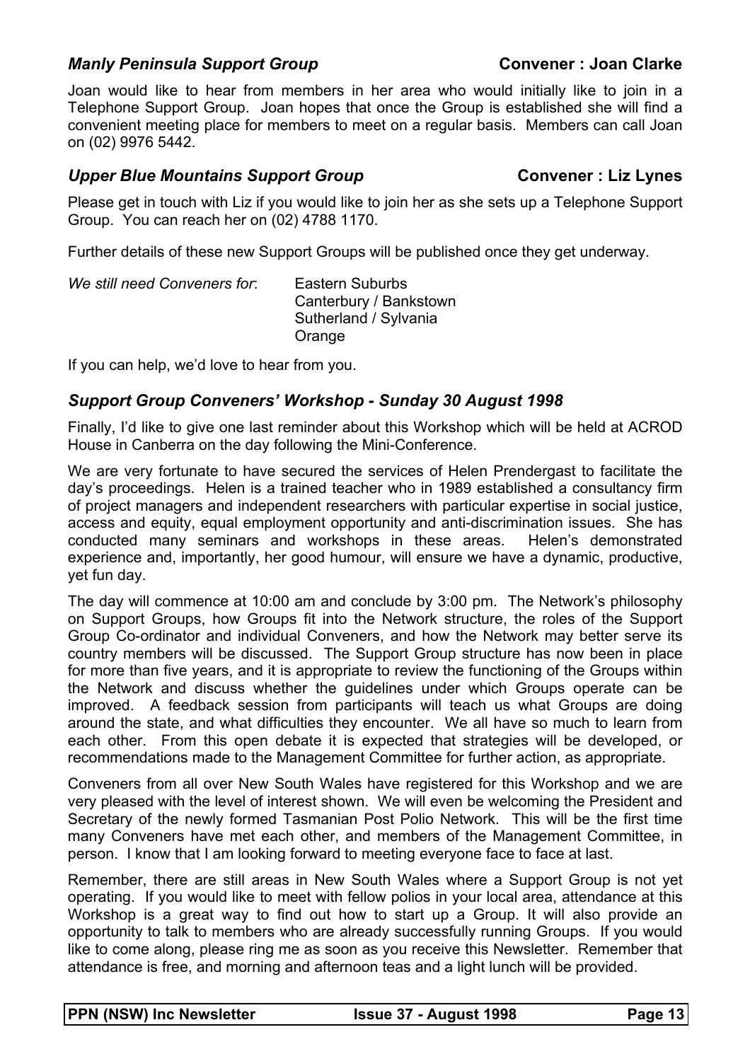### *Manly Peninsula Support Group* **Convener : Joan Clarke**

Joan would like to hear from members in her area who would initially like to join in a Telephone Support Group. Joan hopes that once the Group is established she will find a convenient meeting place for members to meet on a regular basis. Members can call Joan on (02) 9976 5442.

### *Upper Blue Mountains Support Group* **Convener : Liz Lynes**

Please get in touch with Liz if you would like to join her as she sets up a Telephone Support Group. You can reach her on (02) 4788 1170.

Further details of these new Support Groups will be published once they get underway.

*We still need Conveners for*:

- Eastern Suburbs
- Canterbury / Bankstown
- Sutherland / Sylvania
- Orange

If you can help, we'd love to hear from you.

### *Support Group Conveners' Workshop - Sunday 30 August 1998*

Finally, I'd like to give one last reminder about this Workshop which will be held at ACROD House in Canberra on the day following the Mini-Conference.

We are very fortunate to have secured the services of Helen Prendergast to facilitate the day's proceedings. Helen is a trained teacher who in 1989 established a consultancy firm of project managers and independent researchers with particular expertise in social justice, access and equity, equal employment opportunity and anti-discrimination issues. She has conducted many seminars and workshops in these areas. Helen's demonstrated experience and, importantly, her good humour, will ensure we have a dynamic, productive, yet fun day.

The day will commence at 10:00 am and conclude by 3:00 pm. The Network's philosophy on Support Groups, how Groups fit into the Network structure, the roles of the Support Group Co-ordinator and individual Conveners, and how the Network may better serve its country members will be discussed. The Support Group structure has now been in place for more than five years, and it is appropriate to review the functioning of the Groups within the Network and discuss whether the guidelines under which Groups operate can be improved. A feedback session from participants will teach us what Groups are doing around the state, and what difficulties they encounter. We all have so much to learn from each other. From this open debate it is expected that strategies will be developed, or recommendations made to the Management Committee for further action, as appropriate.

Conveners from all over New South Wales have registered for this Workshop and we are very pleased with the level of interest shown. We will even be welcoming the President and Secretary of the newly formed Tasmanian Post Polio Network. This will be the first time many Conveners have met each other, and members of the Management Committee, in person. I know that I am looking forward to meeting everyone face to face at last.

Remember, there are still areas in New South Wales where a Support Group is not yet operating. If you would like to meet with fellow polios in your local area, attendance at this Workshop is a great way to find out how to start up a Group. It will also provide an opportunity to talk to members who are already successfully running Groups. If you would like to come along, please ring me as soon as you receive this Newsletter. Remember that attendance is free, and morning and afternoon teas and a light lunch will be provided.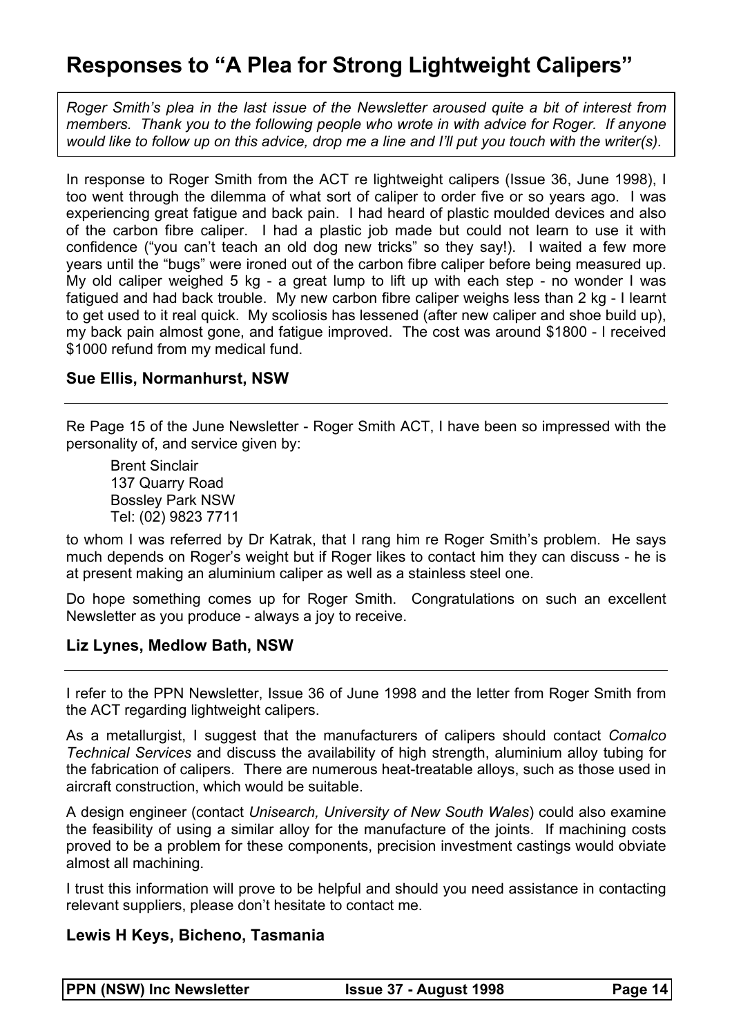# Responses to "A Plea for Strong Lightweight Calipers"

*Roger Smith's plea in the last issue of the Newsletter aroused quite a bit of interest from members. Thank you to the following people who wrote in with advice for Roger. If anyone would like to follow up on this advice, drop me a line and I'll put you touch with the writer(s).*

In response to Roger Smith from the ACT re lightweight calipers (Issue 36, June 1998), I too went through the dilemma of what sort of caliper to order five or so years ago. I was experiencing great fatigue and back pain. I had heard of plastic moulded devices and also of the carbon fibre caliper. I had a plastic job made but could not learn to use it with confidence ("you can't teach an old dog new tricks" so they say!). I waited a few more years until the "bugs" were ironed out of the carbon fibre caliper before being measured up. My old caliper weighed 5 kg - a great lump to lift up with each step - no wonder I was fatigued and had back trouble. My new carbon fibre caliper weighs less than 2 kg - I learnt to get used to it real quick. My scoliosis has lessened (after new caliper and shoe build up), my back pain almost gone, and fatigue improved. The cost was around $1800 - I received $1000 refund from my medical fund.

**Sue Ellis, Normanhurst, NSW**

---

Re Page 15 of the June Newsletter - Roger Smith ACT, I have been so impressed with the personality of, and service given by:

Brent Sinclair
137 Quarry Road
Bossley Park NSW
Tel: (02) 9823 7711

to whom I was referred by Dr Katrak, that I rang him re Roger Smith's problem. He says much depends on Roger's weight but if Roger likes to contact him they can discuss - he is at present making an aluminium caliper as well as a stainless steel one.

Do hope something comes up for Roger Smith. Congratulations on such an excellent Newsletter as you produce - always a joy to receive.

**Liz Lynes, Medlow Bath, NSW**

---

I refer to the PPN Newsletter, Issue 36 of June 1998 and the letter from Roger Smith from the ACT regarding lightweight calipers.

As a metallurgist, I suggest that the manufacturers of calipers should contact *Comalco Technical Services* and discuss the availability of high strength, aluminium alloy tubing for the fabrication of calipers. There are numerous heat-treatable alloys, such as those used in aircraft construction, which would be suitable.

A design engineer (contact *Unisearch, University of New South Wales*) could also examine the feasibility of using a similar alloy for the manufacture of the joints. If machining costs proved to be a problem for these components, precision investment castings would obviate almost all machining.

I trust this information will prove to be helpful and should you need assistance in contacting relevant suppliers, please don't hesitate to contact me.

**Lewis H Keys, Bicheno, Tasmania**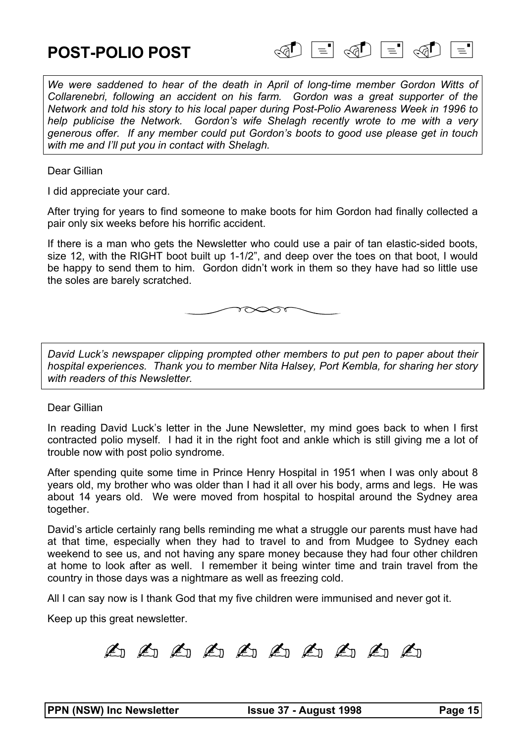# POST-POLIO POST

*We were saddened to hear of the death in April of long-time member Gordon Witts of Collarenebri, following an accident on his farm. Gordon was a great supporter of the Network and told his story to his local paper during Post-Polio Awareness Week in 1996 to help publicise the Network. Gordon's wife Shelagh recently wrote to me with a very generous offer. If any member could put Gordon's boots to good use please get in touch with me and I'll put you in contact with Shelagh.*

Dear Gillian

I did appreciate your card.

After trying for years to find someone to make boots for him Gordon had finally collected a pair only six weeks before his horrific accident.

If there is a man who gets the Newsletter who could use a pair of tan elastic-sided boots, size 12, with the RIGHT boot built up 1-1/2", and deep over the toes on that boot, I would be happy to send them to him. Gordon didn't work in them so they have had so little use the soles are barely scratched.

---

*David Luck's newspaper clipping prompted other members to put pen to paper about their hospital experiences. Thank you to member Nita Halsey, Port Kembla, for sharing her story with readers of this Newsletter.*

Dear Gillian

In reading David Luck's letter in the June Newsletter, my mind goes back to when I first contracted polio myself. I had it in the right foot and ankle which is still giving me a lot of trouble now with post polio syndrome.

After spending quite some time in Prince Henry Hospital in 1951 when I was only about 8 years old, my brother who was older than I had it all over his body, arms and legs. He was about 14 years old. We were moved from hospital to hospital around the Sydney area together.

David's article certainly rang bells reminding me what a struggle our parents must have had at that time, especially when they had to travel to and from Mudgee to Sydney each weekend to see us, and not having any spare money because they had four other children at home to look after as well. I remember it being winter time and train travel from the country in those days was a nightmare as well as freezing cold.

All I can say now is I thank God that my five children were immunised and never got it.

Keep up this great newsletter.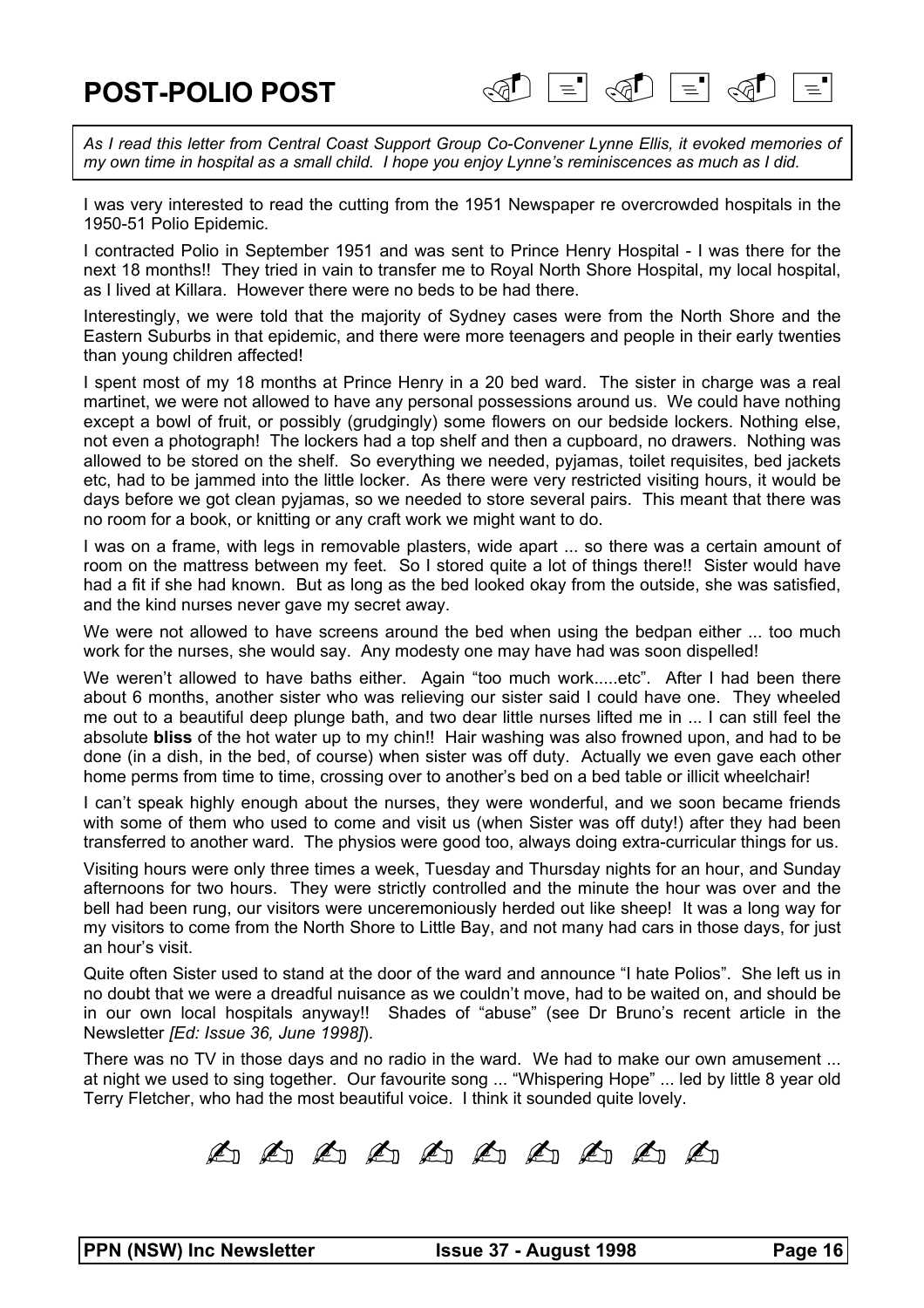# POST-POLIO POST

*As I read this letter from Central Coast Support Group Co-Convener Lynne Ellis, it evoked memories of my own time in hospital as a small child. I hope you enjoy Lynne's reminiscences as much as I did.*

I was very interested to read the cutting from the 1951 Newspaper re overcrowded hospitals in the 1950-51 Polio Epidemic.

I contracted Polio in September 1951 and was sent to Prince Henry Hospital - I was there for the next 18 months!! They tried in vain to transfer me to Royal North Shore Hospital, my local hospital, as I lived at Killara. However there were no beds to be had there.

Interestingly, we were told that the majority of Sydney cases were from the North Shore and the Eastern Suburbs in that epidemic, and there were more teenagers and people in their early twenties than young children affected!

I spent most of my 18 months at Prince Henry in a 20 bed ward. The sister in charge was a real martinet, we were not allowed to have any personal possessions around us. We could have nothing except a bowl of fruit, or possibly (grudgingly) some flowers on our bedside lockers. Nothing else, not even a photograph! The lockers had a top shelf and then a cupboard, no drawers. Nothing was allowed to be stored on the shelf. So everything we needed, pyjamas, toilet requisites, bed jackets etc, had to be jammed into the little locker. As there were very restricted visiting hours, it would be days before we got clean pyjamas, so we needed to store several pairs. This meant that there was no room for a book, or knitting or any craft work we might want to do.

I was on a frame, with legs in removable plasters, wide apart ... so there was a certain amount of room on the mattress between my feet. So I stored quite a lot of things there!! Sister would have had a fit if she had known. But as long as the bed looked okay from the outside, she was satisfied, and the kind nurses never gave my secret away.

We were not allowed to have screens around the bed when using the bedpan either ... too much work for the nurses, she would say. Any modesty one may have had was soon dispelled!

We weren't allowed to have baths either. Again "too much work.....etc". After I had been there about 6 months, another sister who was relieving our sister said I could have one. They wheeled me out to a beautiful deep plunge bath, and two dear little nurses lifted me in ... I can still feel the absolute **bliss** of the hot water up to my chin!! Hair washing was also frowned upon, and had to be done (in a dish, in the bed, of course) when sister was off duty. Actually we even gave each other home perms from time to time, crossing over to another's bed on a bed table or illicit wheelchair!

I can't speak highly enough about the nurses, they were wonderful, and we soon became friends with some of them who used to come and visit us (when Sister was off duty!) after they had been transferred to another ward. The physios were good too, always doing extra-curricular things for us.

Visiting hours were only three times a week, Tuesday and Thursday nights for an hour, and Sunday afternoons for two hours. They were strictly controlled and the minute the hour was over and the bell had been rung, our visitors were unceremoniously herded out like sheep! It was a long way for my visitors to come from the North Shore to Little Bay, and not many had cars in those days, for just an hour's visit.

Quite often Sister used to stand at the door of the ward and announce "I hate Polios". She left us in no doubt that we were a dreadful nuisance as we couldn't move, had to be waited on, and should be in our own local hospitals anyway!! Shades of "abuse" (see Dr Bruno's recent article in the Newsletter *[Ed: Issue 36, June 1998]*).

There was no TV in those days and no radio in the ward. We had to make our own amusement ... at night we used to sing together. Our favourite song ... "Whispering Hope" ... led by little 8 year old Terry Fletcher, who had the most beautiful voice. I think it sounded quite lovely.